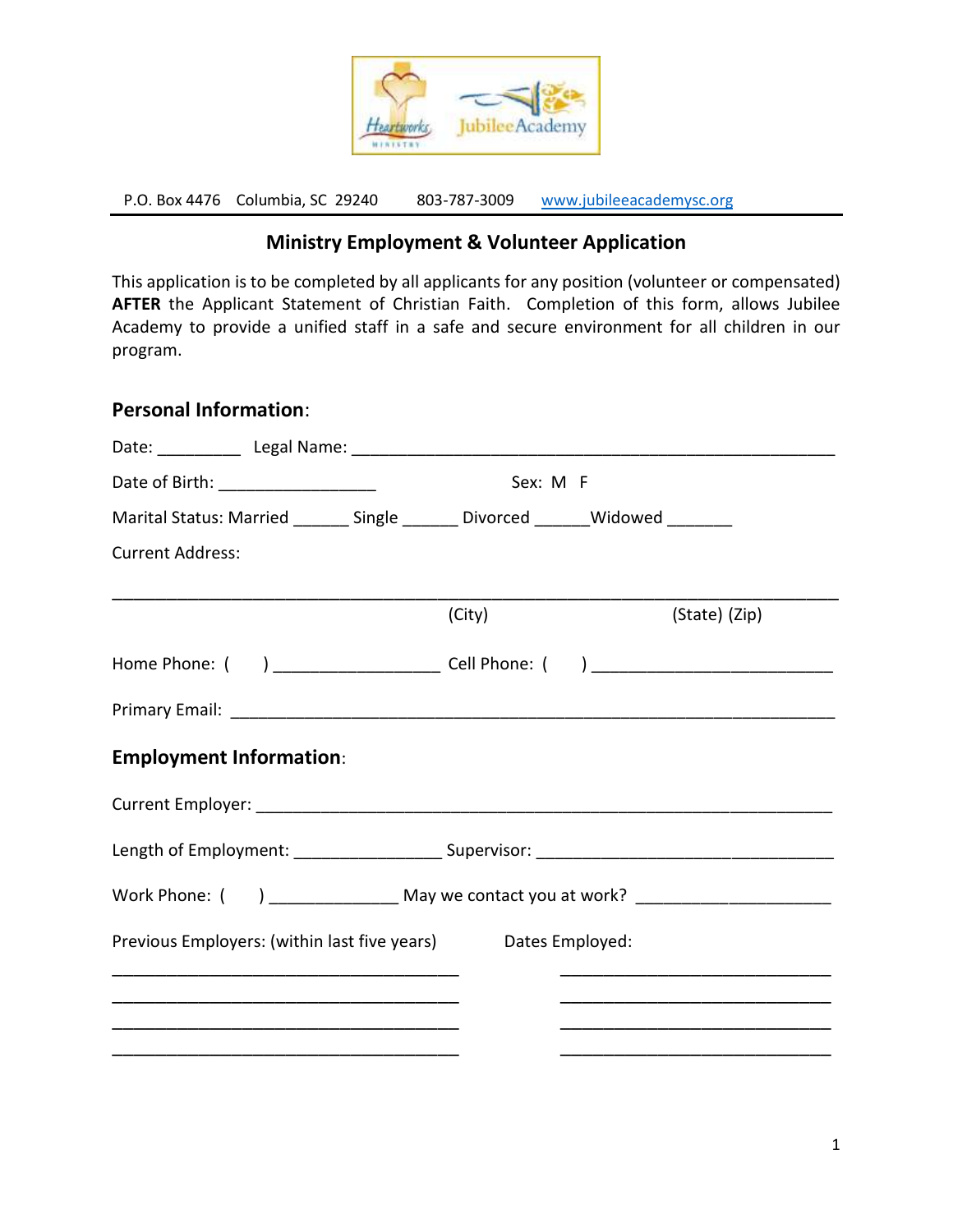P.O. Box 4476 Columbia, SC 29240 803-787-3009 www.jubileeacademysc.org

## Ministry Employment & Volunteer Application

This application is to be completed by all applicants for any position (volunteer or compensated) **AFTER** the Applicant Statement of Christian Faith. Completion of this form, allows Jubilee Academy to provide a unified staff in a safe and secure environment for all children in our program.

### Personal Information:

Date: _________ Legal Name: _____________________________________________________

Date of Birth: _________________ Sex: M F

Marital Status: Married ______ Single ______ Divorced ______Widowed _______

Current Address:

________________________________________________________________________________

(City) (State) (Zip)

Home Phone: ( ) __________________ Cell Phone: ( ) __________________________

Primary Email: ____________________________________________________________

### Employment Information:

Current Employer: __________________________________________________________

Length of Employment: ________________ Supervisor: _________________________________

Work Phone: ( ) ______________ May we contact you at work? _____________________

Previous Employers: (within last five years) Dates Employed:

______________________________________ ______________________________

______________________________________ ______________________________

______________________________________ ______________________________

______________________________________ ______________________________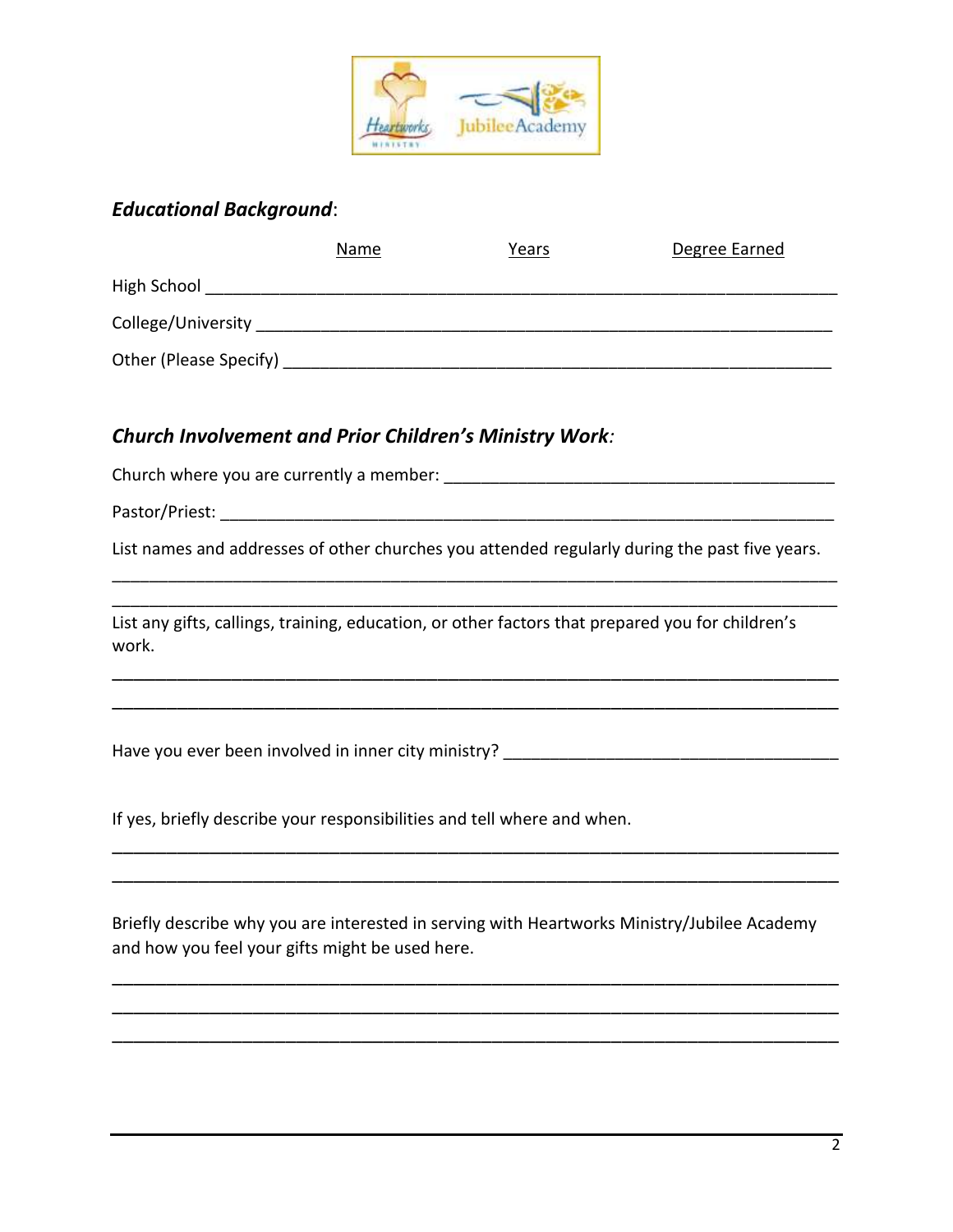## ***Educational Background***:

| | Name | Years | Degree Earned |
|---|---|---|---|
| High School | | | |
| College/University | | | |
| Other (Please Specify) | | | |

## ***Church Involvement and Prior Children's Ministry Work:***

Church where you are currently a member: ___________________________________________

Pastor/Priest: ______________________________________________________________

List names and addresses of other churches you attended regularly during the past five years.

_______________________________________________________________________________

_______________________________________________________________________________

List any gifts, callings, training, education, or other factors that prepared you for children's work.

_______________________________________________________________________________

_______________________________________________________________________________

Have you ever been involved in inner city ministry? _____________________________________

If yes, briefly describe your responsibilities and tell where and when.

_______________________________________________________________________________

_______________________________________________________________________________

Briefly describe why you are interested in serving with Heartworks Ministry/Jubilee Academy and how you feel your gifts might be used here.

_______________________________________________________________________________

_______________________________________________________________________________

_______________________________________________________________________________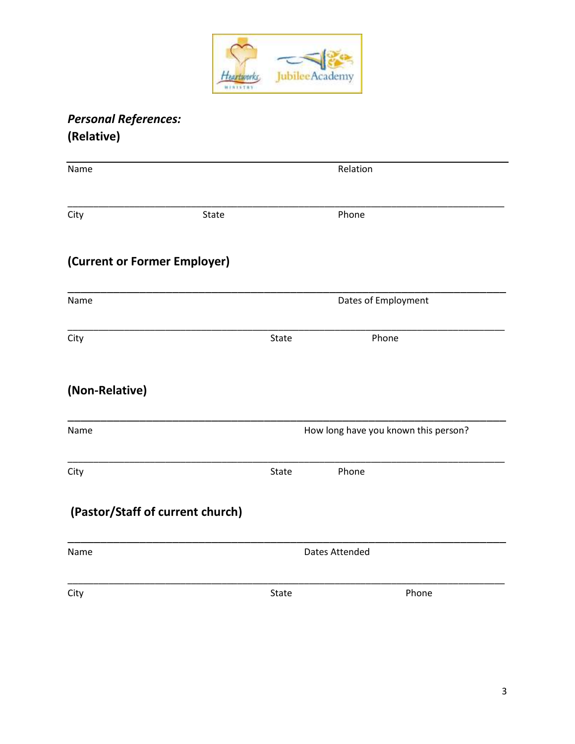***Personal References:***

**(Relative)**

________________________________________________________________________________

Name Relation

________________________________________________________________________________

City State Phone

**(Current or Former Employer)**

________________________________________________________________________________

Name Dates of Employment

________________________________________________________________________________

City State Phone

**(Non-Relative)**

________________________________________________________________________________

Name How long have you known this person?

________________________________________________________________________________

City State Phone

**(Pastor/Staff of current church)**

________________________________________________________________________________

Name Dates Attended

________________________________________________________________________________

City State Phone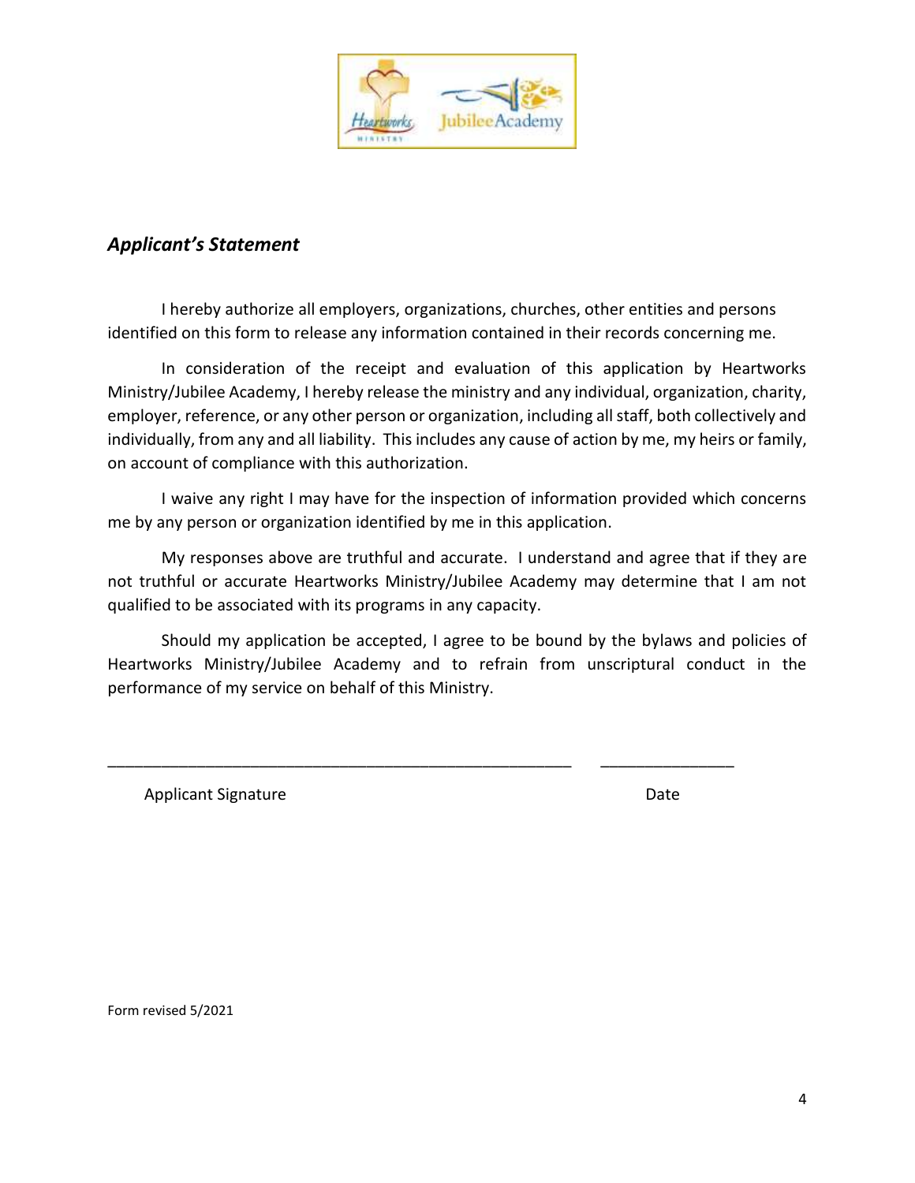## *Applicant's Statement*

I hereby authorize all employers, organizations, churches, other entities and persons identified on this form to release any information contained in their records concerning me.

In consideration of the receipt and evaluation of this application by Heartworks Ministry/Jubilee Academy, I hereby release the ministry and any individual, organization, charity, employer, reference, or any other person or organization, including all staff, both collectively and individually, from any and all liability. This includes any cause of action by me, my heirs or family, on account of compliance with this authorization.

I waive any right I may have for the inspection of information provided which concerns me by any person or organization identified by me in this application.

My responses above are truthful and accurate. I understand and agree that if they are not truthful or accurate Heartworks Ministry/Jubilee Academy may determine that I am not qualified to be associated with its programs in any capacity.

Should my application be accepted, I agree to be bound by the bylaws and policies of Heartworks Ministry/Jubilee Academy and to refrain from unscriptural conduct in the performance of my service on behalf of this Ministry.

_____________________________________________________ _______________

Applicant Signature Date

Form revised 5/2021